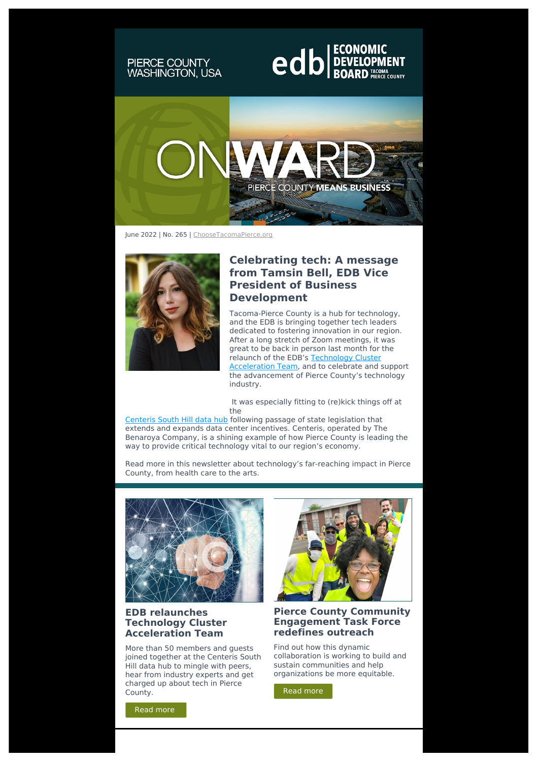PIERCE COUNTY WASHINGTON, USA

edb | ECONOMIC DEVELOPMENT BOARD TACOMA PIERCE COUNTY

ONWARD

PIERCE COUNTY MEANS BUSINESS

June 2022 | No. 265 | ChooseTacomaPierce.org

## Celebrating tech: A message from Tamsin Bell, EDB Vice President of Business Development

Tacoma-Pierce County is a hub for technology, and the EDB is bringing together tech leaders dedicated to fostering innovation in our region. After a long stretch of Zoom meetings, it was great to be back in person last month for the relaunch of the EDB's Technology Cluster Acceleration Team, and to celebrate and support the advancement of Pierce County's technology industry.

It was especially fitting to (re)kick things off at the Centeris South Hill data hub following passage of state legislation that extends and expands data center incentives. Centeris, operated by The Benaroya Company, is a shining example of how Pierce County is leading the way to provide critical technology vital to our region's economy.

Read more in this newsletter about technology's far-reaching impact in Pierce County, from health care to the arts.

### EDB relaunches Technology Cluster Acceleration Team

More than 50 members and guests joined together at the Centeris South Hill data hub to mingle with peers, hear from industry experts and get charged up about tech in Pierce County.

Read more

### Pierce County Community Engagement Task Force redefines outreach

Find out how this dynamic collaboration is working to build and sustain communities and help organizations be more equitable.

Read more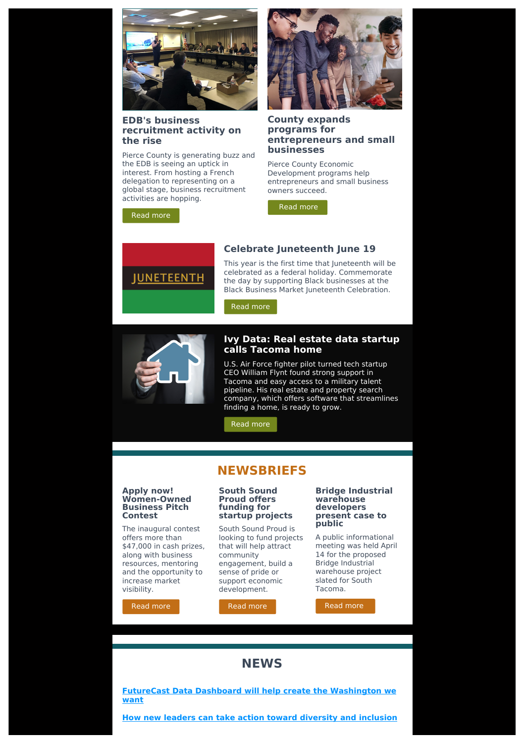### EDB's business recruitment activity on the rise

Pierce County is generating buzz and the EDB is seeing an uptick in interest. From hosting a French delegation to representing on a global stage, business recruitment activities are hopping.

Read more

### County expands programs for entrepreneurs and small businesses

Pierce County Economic Development programs help entrepreneurs and small business owners succeed.

Read more

### Celebrate Juneteenth June 19

This year is the first time that Juneteenth will be celebrated as a federal holiday. Commemorate the day by supporting Black businesses at the Black Business Market Juneteenth Celebration.

Read more

### Ivy Data: Real estate data startup calls Tacoma home

U.S. Air Force fighter pilot turned tech startup CEO William Flynt found strong support in Tacoma and easy access to a military talent pipeline. His real estate and property search company, which offers software that streamlines finding a home, is ready to grow.

Read more

## NEWSBRIEFS

### Apply now! Women-Owned Business Pitch Contest

The inaugural contest offers more than $47,000 in cash prizes, along with business resources, mentoring and the opportunity to increase market visibility.

Read more

### South Sound Proud offers funding for startup projects

South Sound Proud is looking to fund projects that will help attract community engagement, build a sense of pride or support economic development.

Read more

### Bridge Industrial warehouse developers present case to public

A public informational meeting was held April 14 for the proposed Bridge Industrial warehouse project slated for South Tacoma.

Read more

## NEWS

**FutureCast Data Dashboard will help create the Washington we want**

**How new leaders can take action toward diversity and inclusion**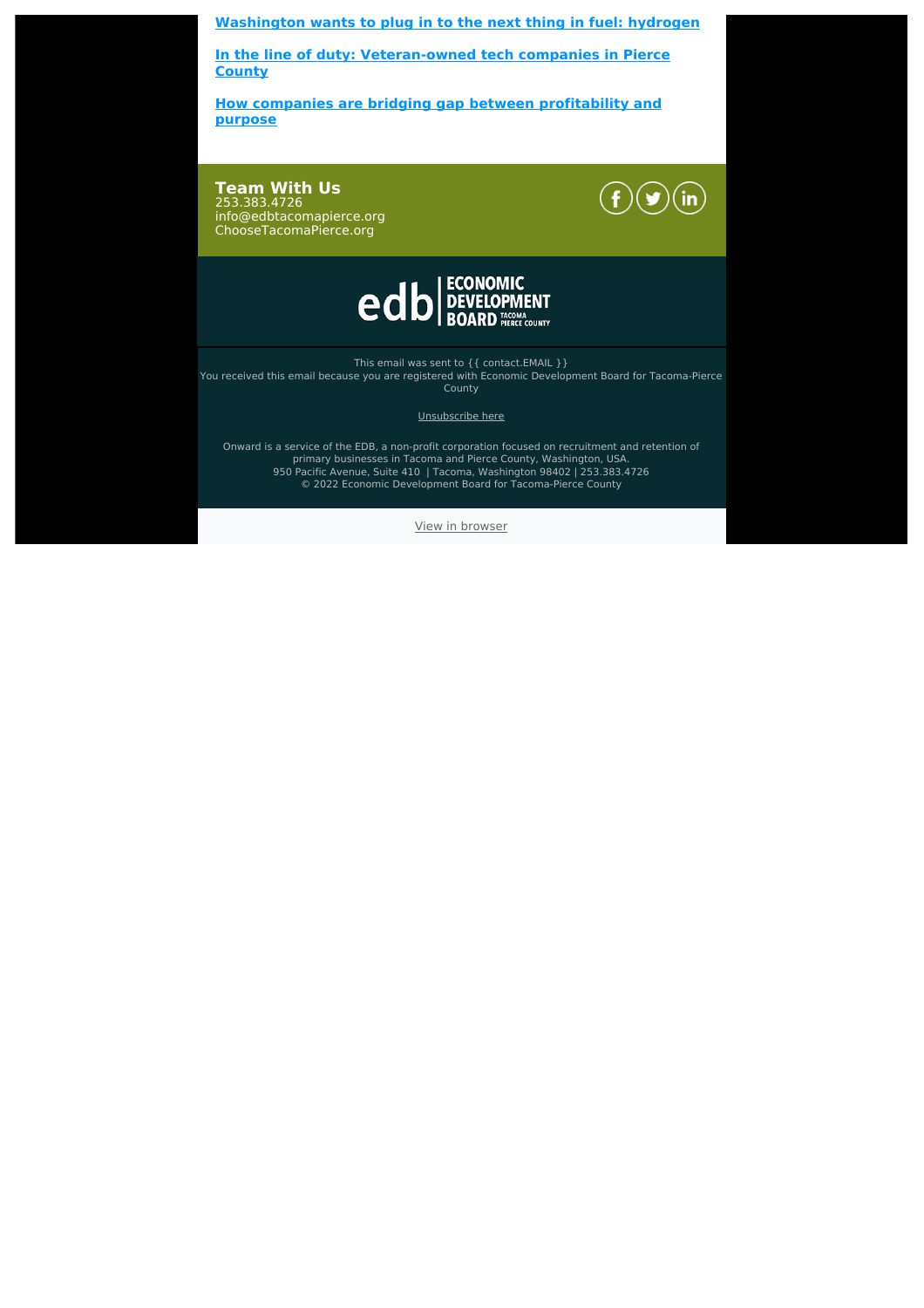**Washington wants to plug in to the next thing in fuel: hydrogen**

**In the line of duty: Veteran-owned tech companies in Pierce County**

**How companies are bridging gap between profitability and purpose**

**Team With Us**
253.383.4726
info@edbtacomapierce.org
ChooseTacomaPierce.org

edb | ECONOMIC DEVELOPMENT BOARD TACOMA PIERCE COUNTY

This email was sent to {{ contact.EMAIL }}
You received this email because you are registered with Economic Development Board for Tacoma-Pierce County

Unsubscribe here

Onward is a service of the EDB, a non-profit corporation focused on recruitment and retention of primary businesses in Tacoma and Pierce County, Washington, USA.
950 Pacific Avenue, Suite 410 | Tacoma, Washington 98402 | 253.383.4726
© 2022 Economic Development Board for Tacoma-Pierce County

View in browser